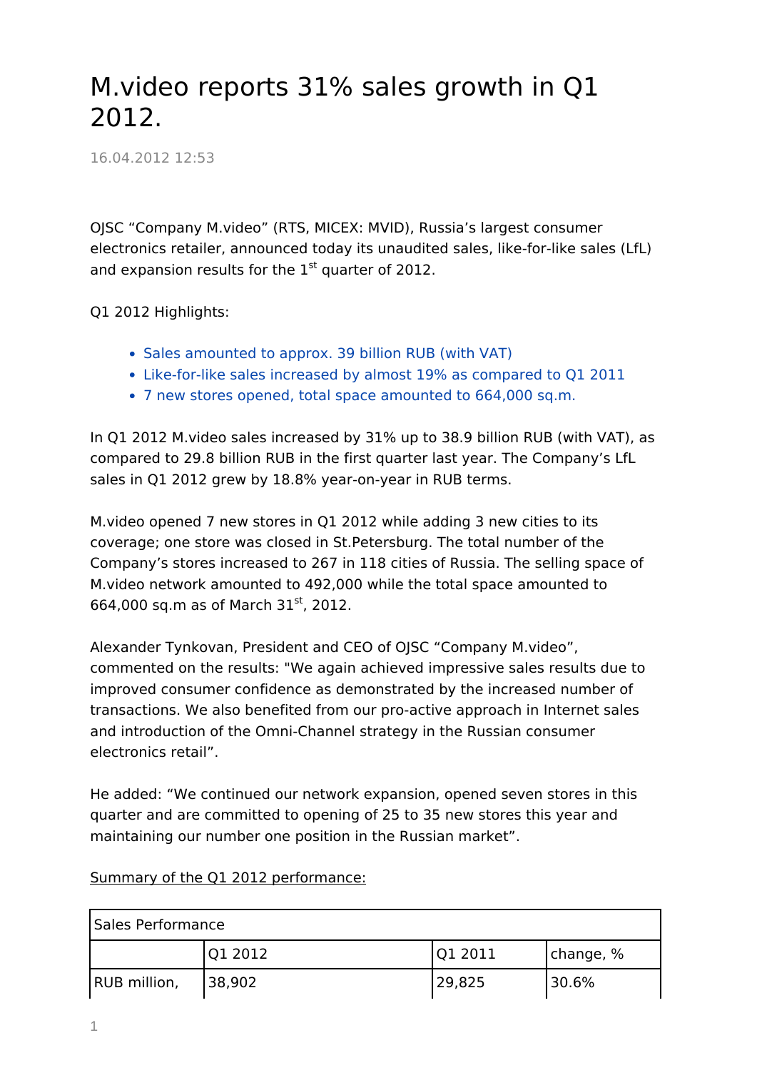# M.video reports 31% sales growth in Q1 2012.

16.04.2012 12:53

OJSC “Company M.video” (RTS, MICEX: MVID), Russia’s largest consumer electronics retailer, announced today its unaudited sales, like-for-like sales (LfL) and expansion results for the 1st quarter of 2012.

Q1 2012 Highlights:

- Sales amounted to approx. 39 billion RUB (with VAT)
- Like-for-like sales increased by almost 19% as compared to Q1 2011
- 7 new stores opened, total space amounted to 664,000 sq.m.

In Q1 2012 M.video sales increased by 31% up to 38.9 billion RUB (with VAT), as compared to 29.8 billion RUB in the first quarter last year. The Company’s LfL sales in Q1 2012 grew by 18.8% year-on-year in RUB terms.

M.video opened 7 new stores in Q1 2012 while adding 3 new cities to its coverage; one store was closed in St.Petersburg. The total number of the Company’s stores increased to 267 in 118 cities of Russia. The selling space of M.video network amounted to 492,000 while the total space amounted to 664,000 sq.m as of March 31st, 2012.

Alexander Tynkovan, President and CEO of OJSC “Company M.video”, commented on the results: "We again achieved impressive sales results due to improved consumer confidence as demonstrated by the increased number of transactions. We also benefited from our pro-active approach in Internet sales and introduction of the Omni-Channel strategy in the Russian consumer electronics retail”.

He added: “We continued our network expansion, opened seven stores in this quarter and are committed to opening of 25 to 35 new stores this year and maintaining our number one position in the Russian market”.

Summary of the Q1 2012 performance:

| Sales Performance | | | |
|---|---|---|---|
| | Q1 2012 | Q1 2011 | change, % |
| RUB million, | 38,902 | 29,825 | 30.6% |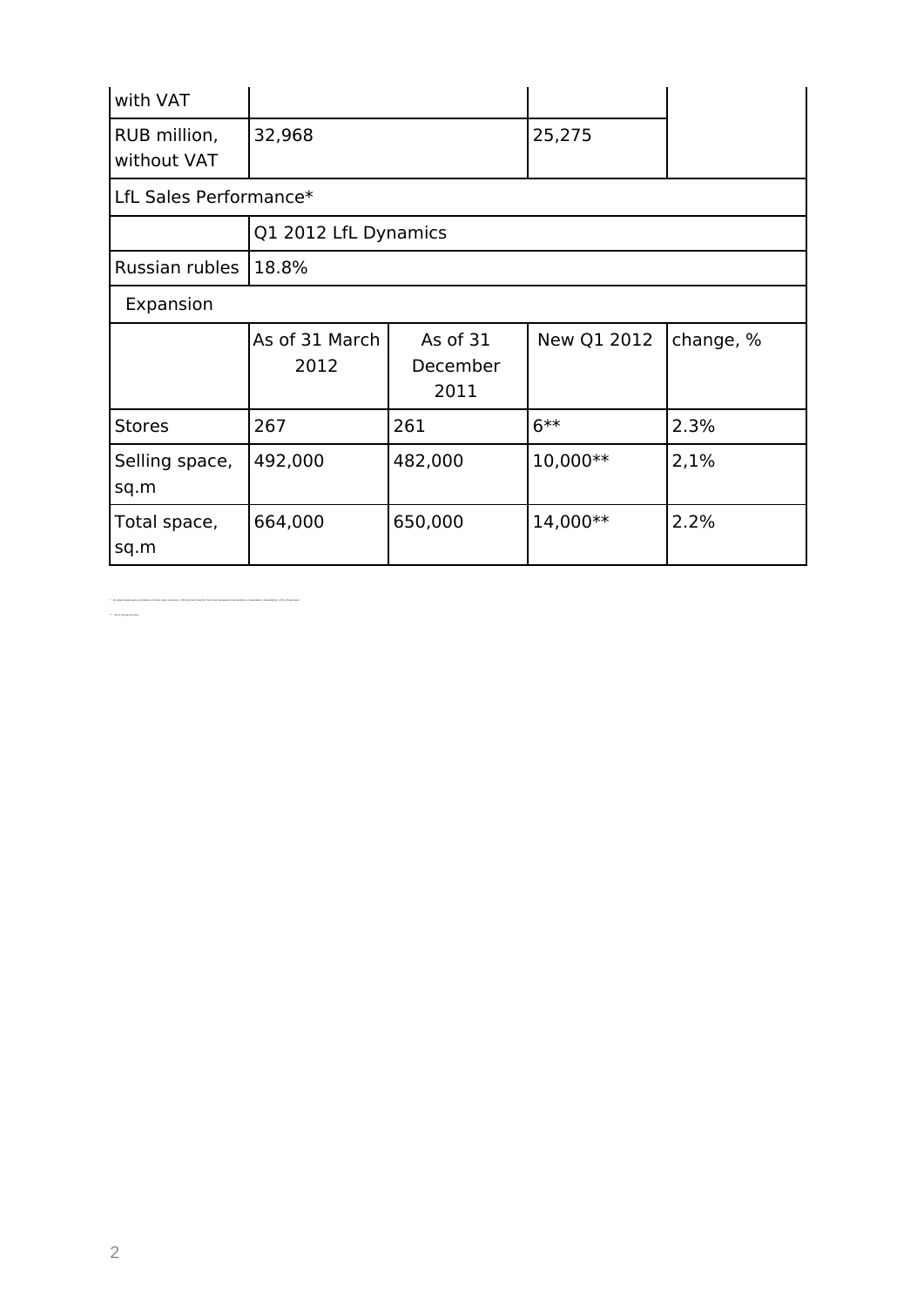| | | | | |
|---|---|---|---|---|
| with VAT | | | | |
| RUB million, without VAT | 32,968 | | 25,275 | |
| LfL Sales Performance* | | | | |
| | Q1 2012 LfL Dynamics | | | |
| Russian rubles | 18.8% | | | |
| Expansion | | | | |
| | As of 31 March 2012 | As of 31 December 2011 | New Q1 2012 | change, % |
| Stores | 267 | 261 | 6** | 2.3% |
| Selling space, sq.m | 492,000 | 482,000 | 10,000** | 2,1% |
| Total space, sq.m | 664,000 | 650,000 | 14,000** | 2.2% |